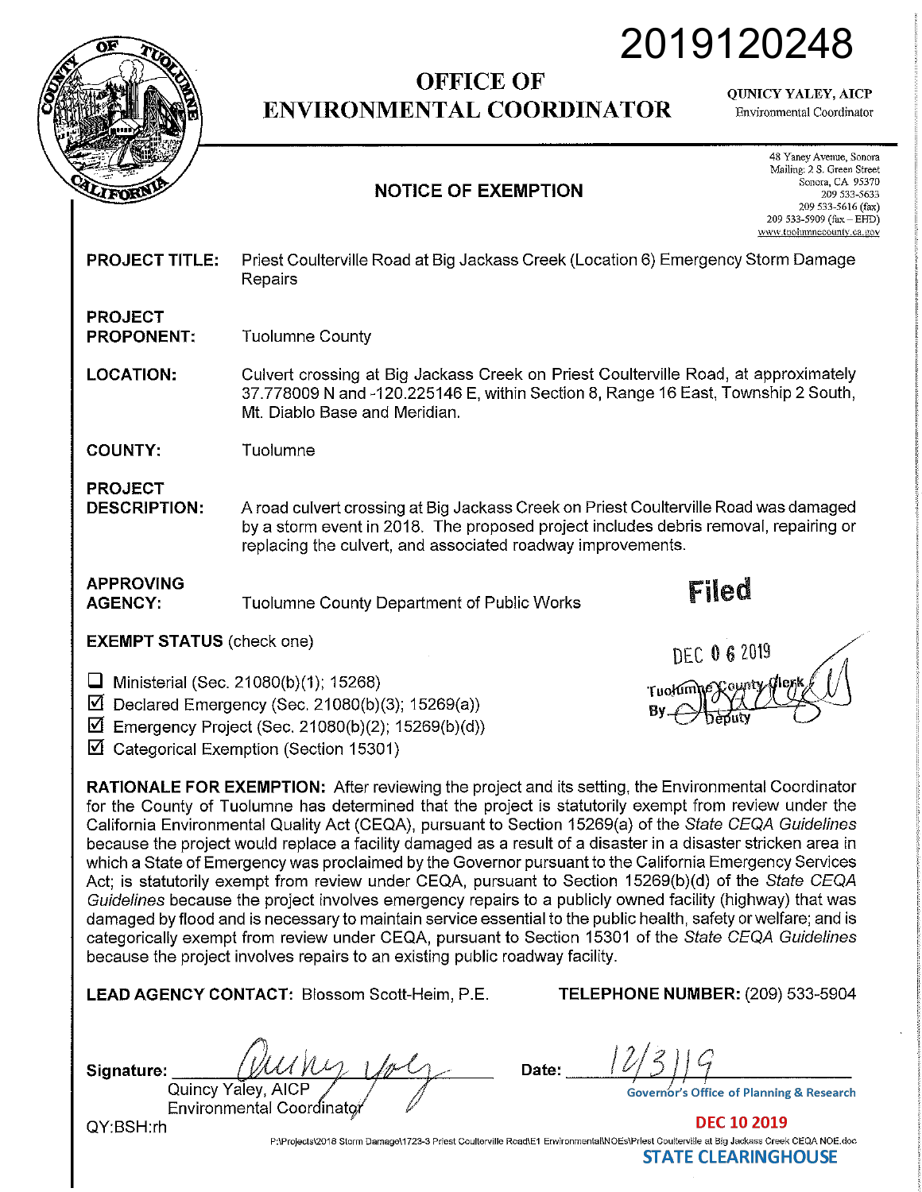2019120248

# OFFICE OF ENVIRONMENTAL COORDINATOR

QUNICY YALEY, AICP
Environmental Coordinator

48 Yaney Avenue, Sonora
Mailing: 2 S. Green Street
Sonora, CA 95370
209 533-5633
209 533-5616 (fax)
209 533-5909 (fax – EHD)
www.tuolumnecounty.ca.gov

## NOTICE OF EXEMPTION

**PROJECT TITLE:** Priest Coulterville Road at Big Jackass Creek (Location 6) Emergency Storm Damage Repairs

**PROJECT PROPONENT:** Tuolumne County

**LOCATION:** Culvert crossing at Big Jackass Creek on Priest Coulterville Road, at approximately 37.778009 N and -120.225146 E, within Section 8, Range 16 East, Township 2 South, Mt. Diablo Base and Meridian.

**COUNTY:** Tuolumne

**PROJECT DESCRIPTION:** A road culvert crossing at Big Jackass Creek on Priest Coulterville Road was damaged by a storm event in 2018. The proposed project includes debris removal, repairing or replacing the culvert, and associated roadway improvements.

**APPROVING AGENCY:** Tuolumne County Department of Public Works

Filed
DEC 06 2019
Tuolumne County Clerk
By ______ Deputy

**EXEMPT STATUS** (check one)

- ☐ Ministerial (Sec. 21080(b)(1); 15268)
- ☑ Declared Emergency (Sec. 21080(b)(3); 15269(a))
- ☑ Emergency Project (Sec. 21080(b)(2); 15269(b)(d))
- ☑ Categorical Exemption (Section 15301)

**RATIONALE FOR EXEMPTION:** After reviewing the project and its setting, the Environmental Coordinator for the County of Tuolumne has determined that the project is statutorily exempt from review under the California Environmental Quality Act (CEQA), pursuant to Section 15269(a) of the *State CEQA Guidelines* because the project would replace a facility damaged as a result of a disaster in a disaster stricken area in which a State of Emergency was proclaimed by the Governor pursuant to the California Emergency Services Act; is statutorily exempt from review under CEQA, pursuant to Section 15269(b)(d) of the *State CEQA Guidelines* because the project involves emergency repairs to a publicly owned facility (highway) that was damaged by flood and is necessary to maintain service essential to the public health, safety or welfare; and is categorically exempt from review under CEQA, pursuant to Section 15301 of the *State CEQA Guidelines* because the project involves repairs to an existing public roadway facility.

**LEAD AGENCY CONTACT:** Blossom Scott-Heim, P.E. **TELEPHONE NUMBER:** (209) 533-5904

**Signature:** ______________
Quincy Yaley, AICP
Environmental Coordinator

**Date:** 12/3/19

QY:BSH:rh

Governor's Office of Planning & Research
DEC 10 2019
STATE CLEARINGHOUSE

P:\Projects\2018 Storm Damage\1723-3 Priest Coulterville Road\E1 Environmental\NOEs\Priest Coulterville at Big Jackass Creek CEQA NOE.doc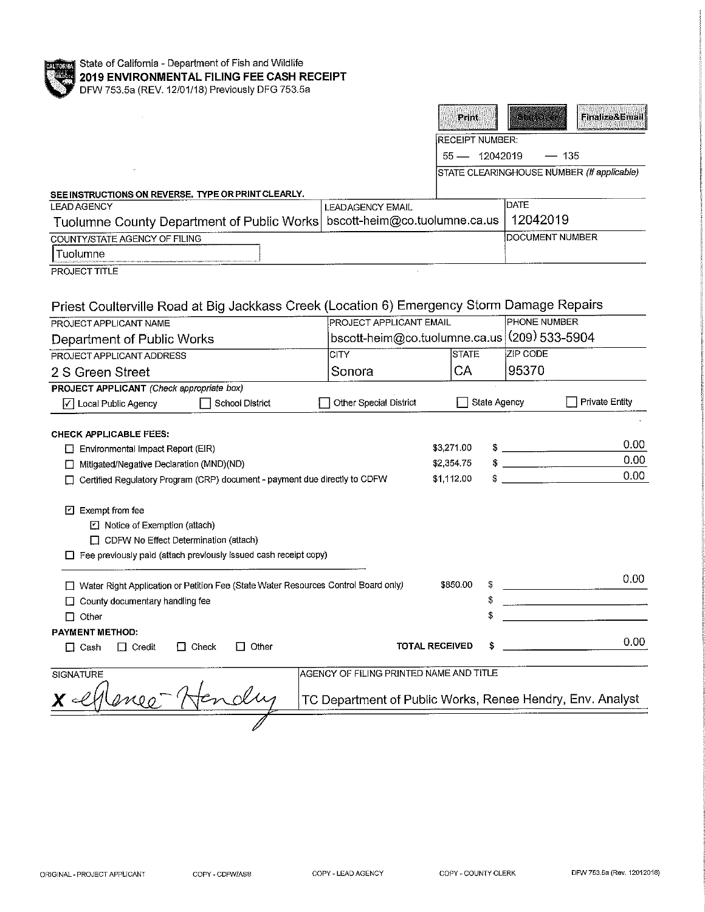State of California - Department of Fish and Wildlife

**2019 ENVIRONMENTAL FILING FEE CASH RECEIPT**

DFW 753.5a (REV. 12/01/18) Previously DFG 753.5a

Print | StartOver | Finalize&Email

RECEIPT NUMBER:
55 — 12042019 — 135

STATE CLEARINGHOUSE NUMBER *(If applicable)*

**SEE INSTRUCTIONS ON REVERSE. TYPE OR PRINT CLEARLY.**

| LEAD AGENCY | LEADAGENCY EMAIL | DATE |
|---|---|---|
| Tuolumne County Department of Public Works | bscott-heim@co.tuolumne.ca.us | 12042019 |

| COUNTY/STATE AGENCY OF FILING | DOCUMENT NUMBER |
|---|---|
| Tuolumne | |

PROJECT TITLE

Priest Coulterville Road at Big Jackkass Creek (Location 6) Emergency Storm Damage Repairs

| PROJECT APPLICANT NAME | PROJECT APPLICANT EMAIL | | PHONE NUMBER |
|---|---|---|---|
| Department of Public Works | bscott-heim@co.tuolumne.ca.us | | (209) 533-5904 |
| **PROJECT APPLICANT ADDRESS** | **CITY** | **STATE** | **ZIP CODE** |
| 2 S Green Street | Sonora | CA | 95370 |

**PROJECT APPLICANT** *(Check appropriate box)*

☑ Local Public Agency ☐ School District ☐ Other Special District ☐ State Agency ☐ Private Entity

**CHECK APPLICABLE FEES:**

| | | |
|---|---|---|
| ☐ Environmental Impact Report (EIR) | $3,271.00 | $ 0.00 |
| ☐ Mitigated/Negative Declaration (MND)(ND) | $2,354.75 | $ 0.00 |
| ☐ Certified Regulatory Program (CRP) document - payment due directly to CDFW | $1,112.00 | $ 0.00 |

☑ Exempt from fee
- ☑ Notice of Exemption (attach)
- ☐ CDFW No Effect Determination (attach)

☐ Fee previously paid (attach previously issued cash receipt copy)

| | | |
|---|---|---|
| ☐ Water Right Application or Petition Fee (State Water Resources Control Board only) | $850.00 | $ 0.00 |
| ☐ County documentary handling fee | | $ |
| ☐ Other | | $ |

**PAYMENT METHOD:**

☐ Cash ☐ Credit ☐ Check ☐ Other **TOTAL RECEIVED** $ 0.00

| SIGNATURE | AGENCY OF FILING PRINTED NAME AND TITLE |
|---|---|
| X Renee Hendry | TC Department of Public Works, Renee Hendry, Env. Analyst |

ORIGINAL - PROJECT APPLICANT COPY - CDFW/ASB COPY - LEAD AGENCY COPY - COUNTY CLERK DFW 753.5a (Rev. 12012018)